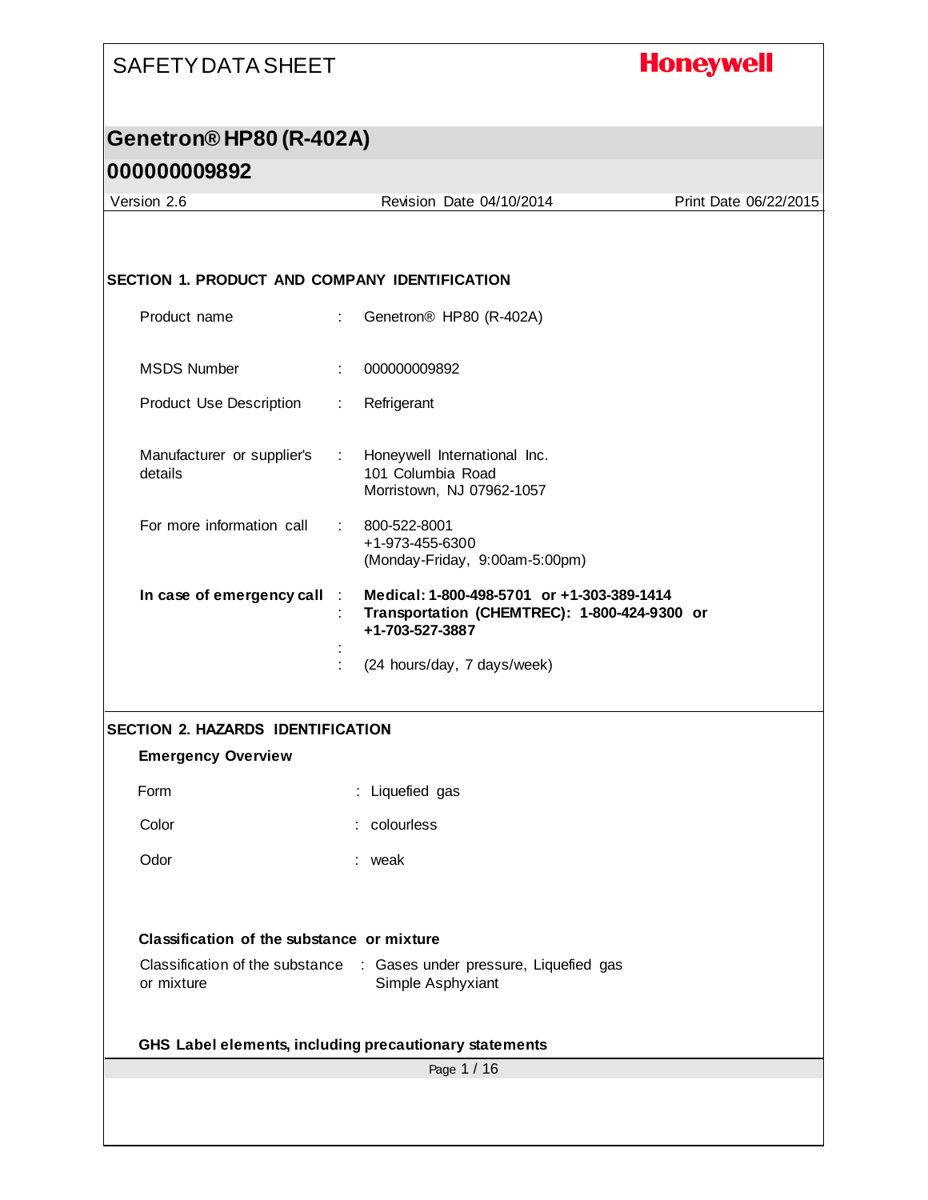SAFETY DATA SHEET

**Honeywell**

# Genetron® HP80 (R-402A)

## 000000009892

Version 2.6 | Revision Date 04/10/2014 | Print Date 06/22/2015

## SECTION 1. PRODUCT AND COMPANY IDENTIFICATION

| | | |
|---|---|---|
| Product name | : | Genetron® HP80 (R-402A) |
| MSDS Number | : | 000000009892 |
| Product Use Description | : | Refrigerant |
| Manufacturer or supplier's details | : | Honeywell International Inc.<br>101 Columbia Road<br>Morristown, NJ 07962-1057 |
| For more information call | : | 800-522-8001<br>+1-973-455-6300<br>(Monday-Friday, 9:00am-5:00pm) |
| **In case of emergency call** | : | **Medical: 1-800-498-5701 or +1-303-389-1414** |
| | : | **Transportation (CHEMTREC): 1-800-424-9300 or +1-703-527-3887** |
| | : | |
| | : | (24 hours/day, 7 days/week) |

## SECTION 2. HAZARDS IDENTIFICATION

### Emergency Overview

| | | |
|---|---|---|
| Form | : | Liquefied gas |
| Color | : | colourless |
| Odor | : | weak |

### Classification of the substance or mixture

| | | |
|---|---|---|
| Classification of the substance or mixture | : | Gases under pressure, Liquefied gas<br>Simple Asphyxiant |

### GHS Label elements, including precautionary statements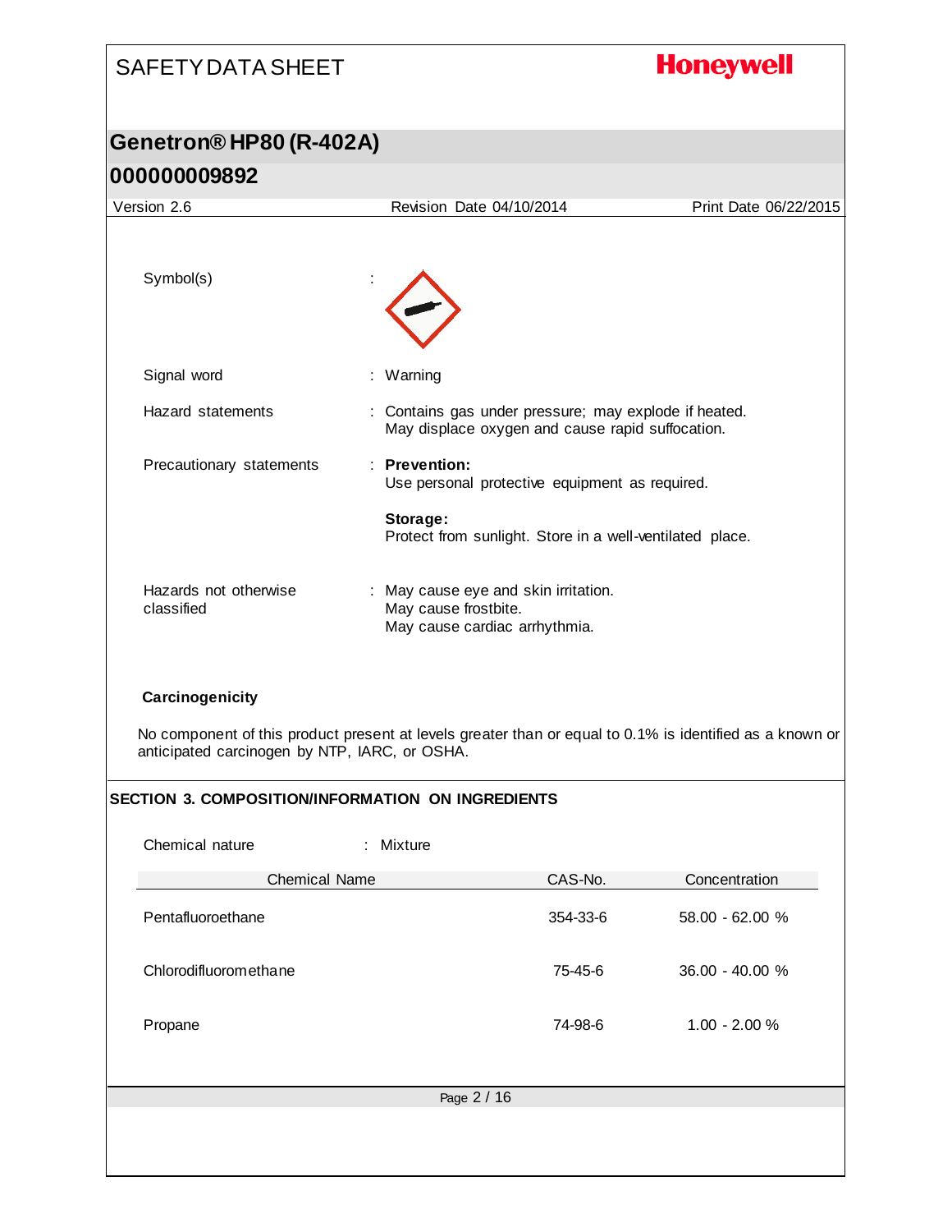Symbol(s) :

Signal word : Warning

Hazard statements : Contains gas under pressure; may explode if heated. May displace oxygen and cause rapid suffocation.

Precautionary statements : **Prevention:**
Use personal protective equipment as required.

**Storage:**
Protect from sunlight. Store in a well-ventilated place.

Hazards not otherwise classified : May cause eye and skin irritation.
May cause frostbite.
May cause cardiac arrhythmia.

### Carcinogenicity

No component of this product present at levels greater than or equal to 0.1% is identified as a known or anticipated carcinogen by NTP, IARC, or OSHA.

## SECTION 3. COMPOSITION/INFORMATION ON INGREDIENTS

Chemical nature : Mixture

| Chemical Name | CAS-No. | Concentration |
|---|---|---|
| Pentafluoroethane | 354-33-6 | 58.00 - 62.00 % |
| Chlorodifluoromethane | 75-45-6 | 36.00 - 40.00 % |
| Propane | 74-98-6 | 1.00 - 2.00 % |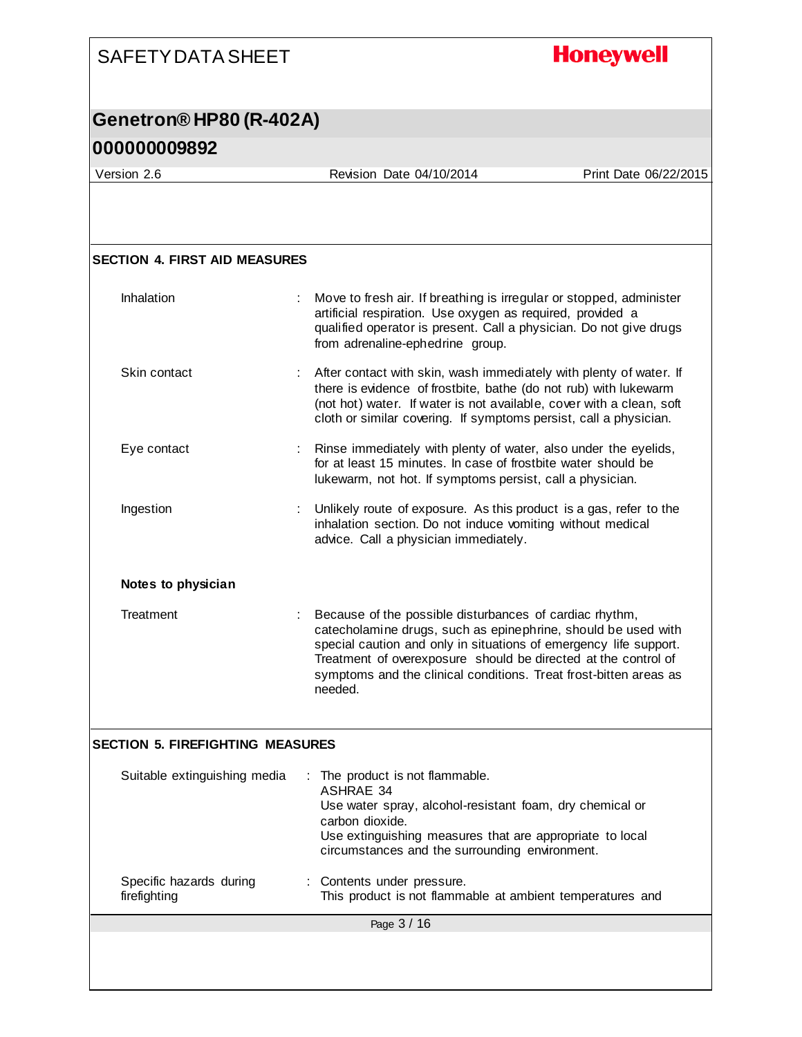## SECTION 4. FIRST AID MEASURES

| | |
|---|---|
| Inhalation | : Move to fresh air. If breathing is irregular or stopped, administer artificial respiration. Use oxygen as required, provided a qualified operator is present. Call a physician. Do not give drugs from adrenaline-ephedrine group. |
| Skin contact | : After contact with skin, wash immediately with plenty of water. If there is evidence of frostbite, bathe (do not rub) with lukewarm (not hot) water. If water is not available, cover with a clean, soft cloth or similar covering. If symptoms persist, call a physician. |
| Eye contact | : Rinse immediately with plenty of water, also under the eyelids, for at least 15 minutes. In case of frostbite water should be lukewarm, not hot. If symptoms persist, call a physician. |
| Ingestion | : Unlikely route of exposure. As this product is a gas, refer to the inhalation section. Do not induce vomiting without medical advice. Call a physician immediately. |

**Notes to physician**

| | |
|---|---|
| Treatment | : Because of the possible disturbances of cardiac rhythm, catecholamine drugs, such as epinephrine, should be used with special caution and only in situations of emergency life support. Treatment of overexposure should be directed at the control of symptoms and the clinical conditions. Treat frost-bitten areas as needed. |

## SECTION 5. FIREFIGHTING MEASURES

| | |
|---|---|
| Suitable extinguishing media | : The product is not flammable.<br>ASHRAE 34<br>Use water spray, alcohol-resistant foam, dry chemical or carbon dioxide.<br>Use extinguishing measures that are appropriate to local circumstances and the surrounding environment. |
| Specific hazards during firefighting | : Contents under pressure.<br>This product is not flammable at ambient temperatures and |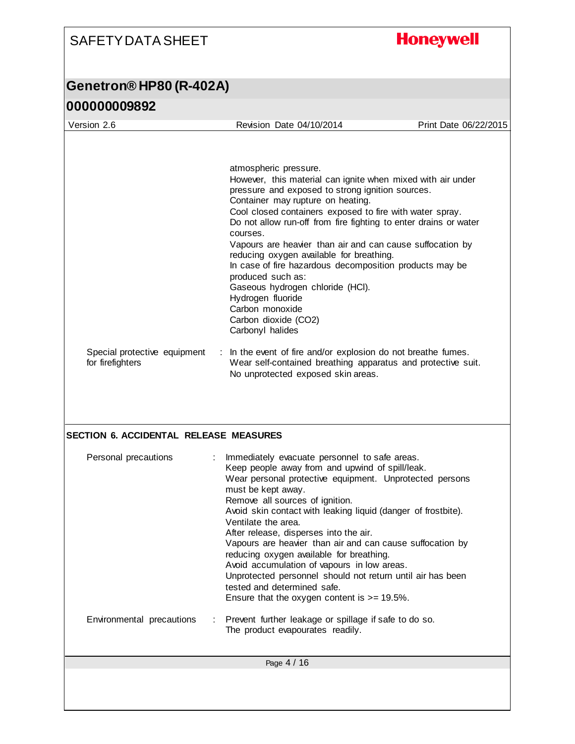atmospheric pressure.
However, this material can ignite when mixed with air under pressure and exposed to strong ignition sources.
Container may rupture on heating.
Cool closed containers exposed to fire with water spray.
Do not allow run-off from fire fighting to enter drains or water courses.
Vapours are heavier than air and can cause suffocation by reducing oxygen available for breathing.
In case of fire hazardous decomposition products may be produced such as:
Gaseous hydrogen chloride (HCl).
Hydrogen fluoride
Carbon monoxide
Carbon dioxide ($CO_2$)
Carbonyl halides

Special protective equipment for firefighters : In the event of fire and/or explosion do not breathe fumes.
Wear self-contained breathing apparatus and protective suit.
No unprotected exposed skin areas.

## SECTION 6. ACCIDENTAL RELEASE MEASURES

Personal precautions : Immediately evacuate personnel to safe areas.
Keep people away from and upwind of spill/leak.
Wear personal protective equipment. Unprotected persons must be kept away.
Remove all sources of ignition.
Avoid skin contact with leaking liquid (danger of frostbite).
Ventilate the area.
After release, disperses into the air.
Vapours are heavier than air and can cause suffocation by reducing oxygen available for breathing.
Avoid accumulation of vapours in low areas.
Unprotected personnel should not return until air has been tested and determined safe.
Ensure that the oxygen content is >= 19.5%.

Environmental precautions : Prevent further leakage or spillage if safe to do so.
The product evapourates readily.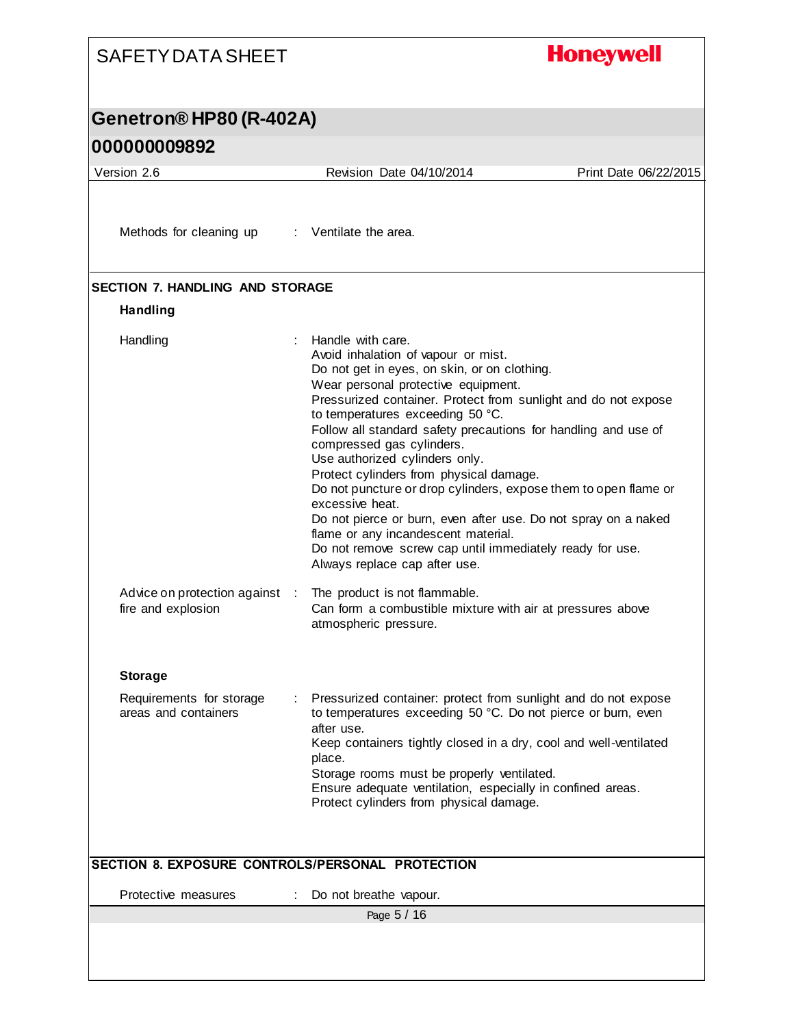Methods for cleaning up : Ventilate the area.

## SECTION 7. HANDLING AND STORAGE

### Handling

| | |
|---|---|
| Handling | Handle with care.<br>Avoid inhalation of vapour or mist.<br>Do not get in eyes, on skin, or on clothing.<br>Wear personal protective equipment.<br>Pressurized container. Protect from sunlight and do not expose to temperatures exceeding 50 °C.<br>Follow all standard safety precautions for handling and use of compressed gas cylinders.<br>Use authorized cylinders only.<br>Protect cylinders from physical damage.<br>Do not puncture or drop cylinders, expose them to open flame or excessive heat.<br>Do not pierce or burn, even after use. Do not spray on a naked flame or any incandescent material.<br>Do not remove screw cap until immediately ready for use.<br>Always replace cap after use. |
| Advice on protection against fire and explosion | The product is not flammable.<br>Can form a combustible mixture with air at pressures above atmospheric pressure. |

### Storage

| | |
|---|---|
| Requirements for storage areas and containers | Pressurized container: protect from sunlight and do not expose to temperatures exceeding 50 °C. Do not pierce or burn, even after use.<br>Keep containers tightly closed in a dry, cool and well-ventilated place.<br>Storage rooms must be properly ventilated.<br>Ensure adequate ventilation, especially in confined areas.<br>Protect cylinders from physical damage. |

## SECTION 8. EXPOSURE CONTROLS/PERSONAL PROTECTION

Protective measures : Do not breathe vapour.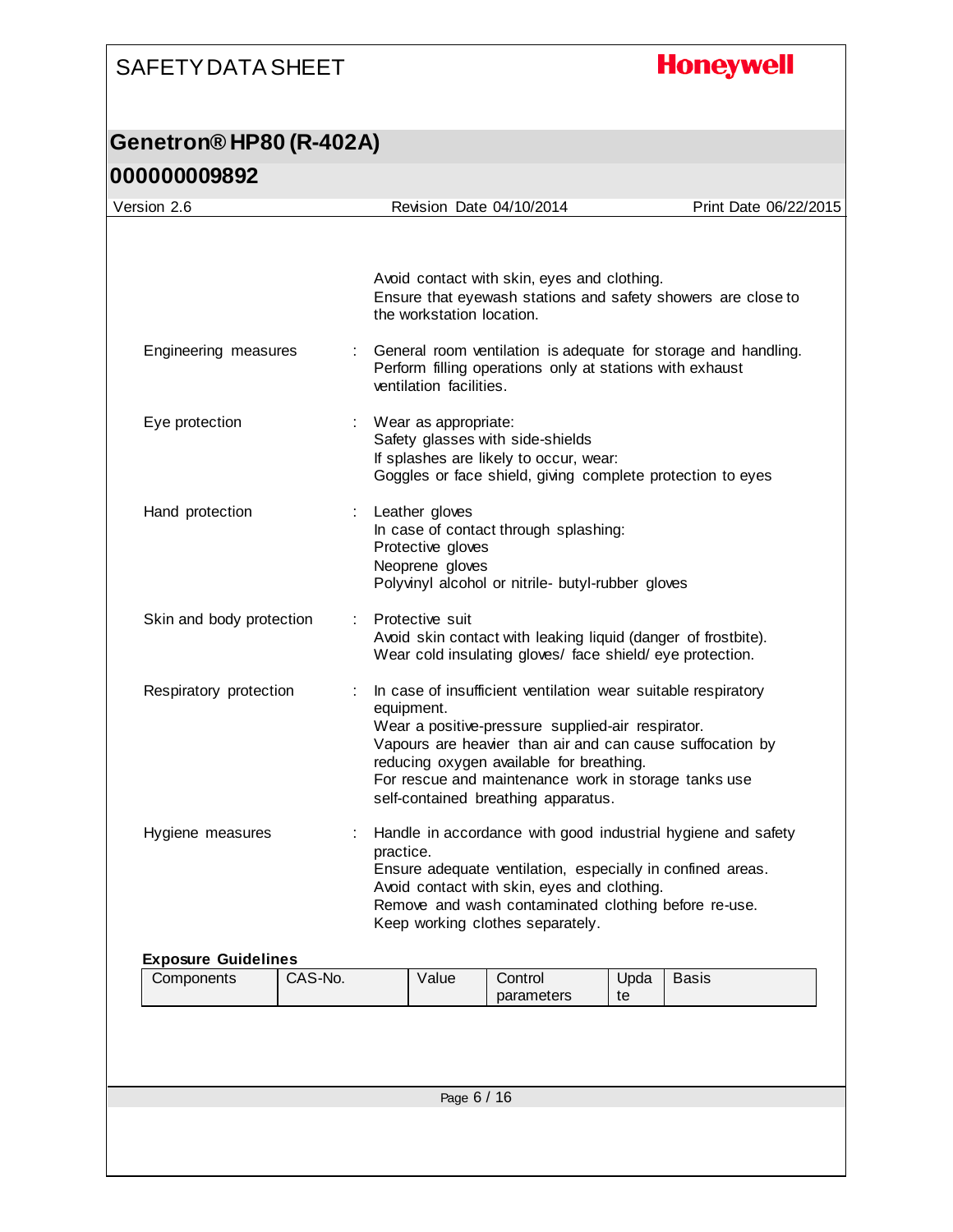Avoid contact with skin, eyes and clothing.
Ensure that eyewash stations and safety showers are close to the workstation location.

Engineering measures : General room ventilation is adequate for storage and handling.
Perform filling operations only at stations with exhaust ventilation facilities.

Eye protection : Wear as appropriate:
Safety glasses with side-shields
If splashes are likely to occur, wear:
Goggles or face shield, giving complete protection to eyes

Hand protection : Leather gloves
In case of contact through splashing:
Protective gloves
Neoprene gloves
Polyvinyl alcohol or nitrile- butyl-rubber gloves

Skin and body protection : Protective suit
Avoid skin contact with leaking liquid (danger of frostbite).
Wear cold insulating gloves/ face shield/ eye protection.

Respiratory protection : In case of insufficient ventilation wear suitable respiratory equipment.
Wear a positive-pressure supplied-air respirator.
Vapours are heavier than air and can cause suffocation by reducing oxygen available for breathing.
For rescue and maintenance work in storage tanks use self-contained breathing apparatus.

Hygiene measures : Handle in accordance with good industrial hygiene and safety practice.
Ensure adequate ventilation, especially in confined areas.
Avoid contact with skin, eyes and clothing.
Remove and wash contaminated clothing before re-use.
Keep working clothes separately.

**Exposure Guidelines**

| Components | CAS-No. | Value | Control parameters | Update | Basis |
|---|---|---|---|---|---|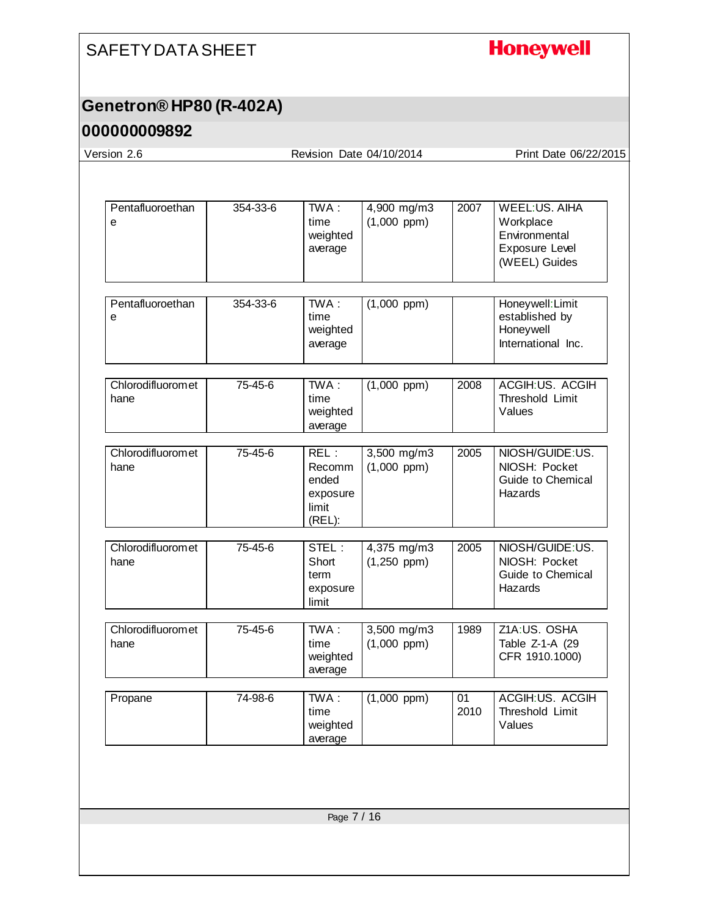| | | | | | |
|---|---|---|---|---|---|
| Pentafluoroethane | 354-33-6 | TWA : time weighted average | 4,900 mg/m3 (1,000 ppm) | 2007 | WEEL:US. AIHA Workplace Environmental Exposure Level (WEEL) Guides |
| Pentafluoroethane | 354-33-6 | TWA : time weighted average | (1,000 ppm) | | Honeywell:Limit established by Honeywell International Inc. |
| Chlorodifluoromethane | 75-45-6 | TWA : time weighted average | (1,000 ppm) | 2008 | ACGIH:US. ACGIH Threshold Limit Values |
| Chlorodifluoromethane | 75-45-6 | REL : Recommended exposure limit (REL): | 3,500 mg/m3 (1,000 ppm) | 2005 | NIOSH/GUIDE:US. NIOSH: Pocket Guide to Chemical Hazards |
| Chlorodifluoromethane | 75-45-6 | STEL : Short term exposure limit | 4,375 mg/m3 (1,250 ppm) | 2005 | NIOSH/GUIDE:US. NIOSH: Pocket Guide to Chemical Hazards |
| Chlorodifluoromethane | 75-45-6 | TWA : time weighted average | 3,500 mg/m3 (1,000 ppm) | 1989 | Z1A:US. OSHA Table Z-1-A (29 CFR 1910.1000) |
| Propane | 74-98-6 | TWA : time weighted average | (1,000 ppm) | 01 2010 | ACGIH:US. ACGIH Threshold Limit Values |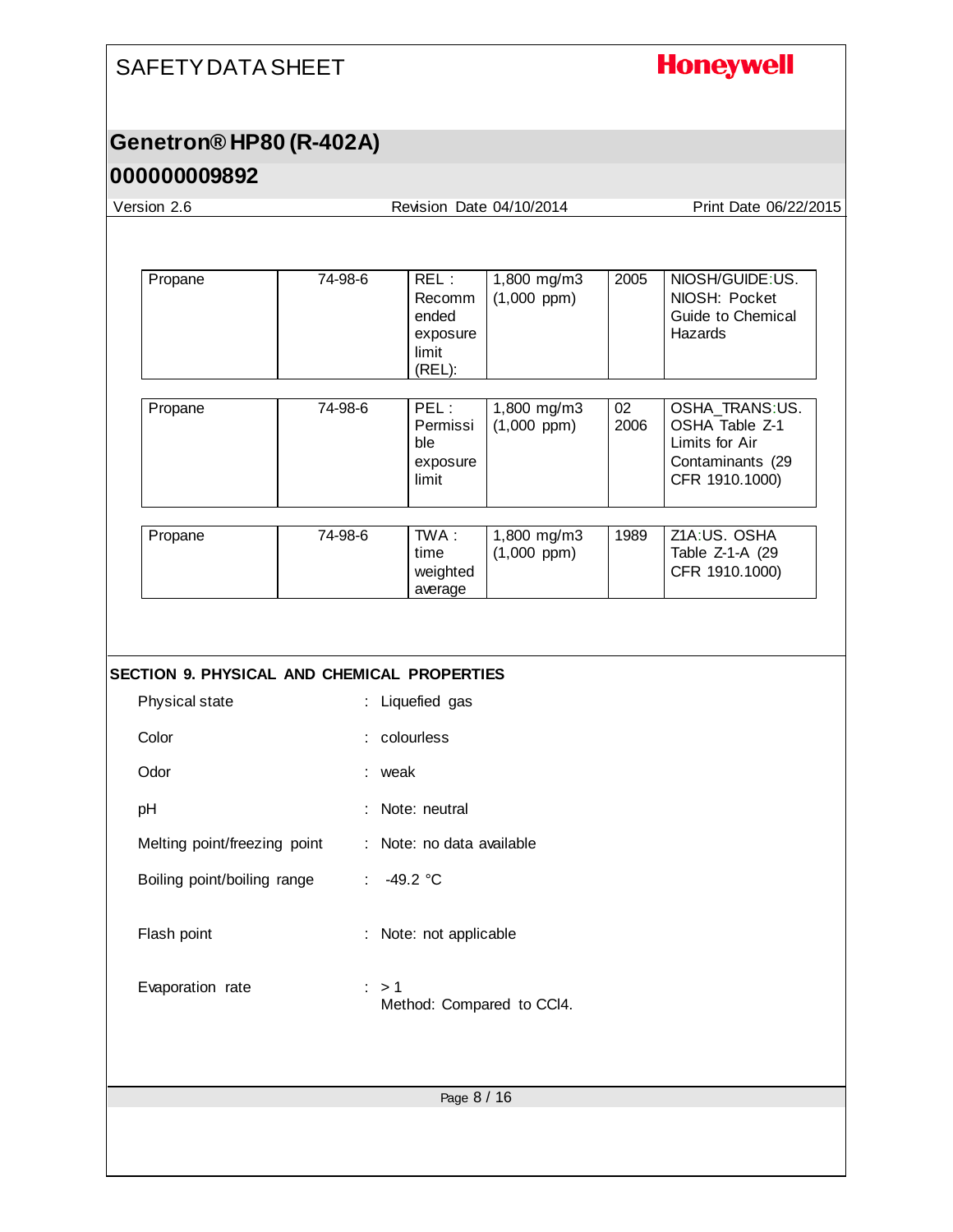| Propane | 74-98-6 | REL : Recommended exposure limit (REL): | 1,800 mg/m3 (1,000 ppm) | 2005 | NIOSH/GUIDE:US. NIOSH: Pocket Guide to Chemical Hazards |
|---|---|---|---|---|---|
| Propane | 74-98-6 | PEL : Permissible exposure limit | 1,800 mg/m3 (1,000 ppm) | 02 2006 | OSHA_TRANS:US. OSHA Table Z-1 Limits for Air Contaminants (29 CFR 1910.1000) |
| Propane | 74-98-6 | TWA : time weighted average | 1,800 mg/m3 (1,000 ppm) | 1989 | Z1A:US. OSHA Table Z-1-A (29 CFR 1910.1000) |

## SECTION 9. PHYSICAL AND CHEMICAL PROPERTIES

Physical state : Liquefied gas

Color : colourless

Odor : weak

pH : Note: neutral

Melting point/freezing point : Note: no data available

Boiling point/boiling range : -49.2 °C

Flash point : Note: not applicable

Evaporation rate : > 1
Method: Compared to $CCl_4$.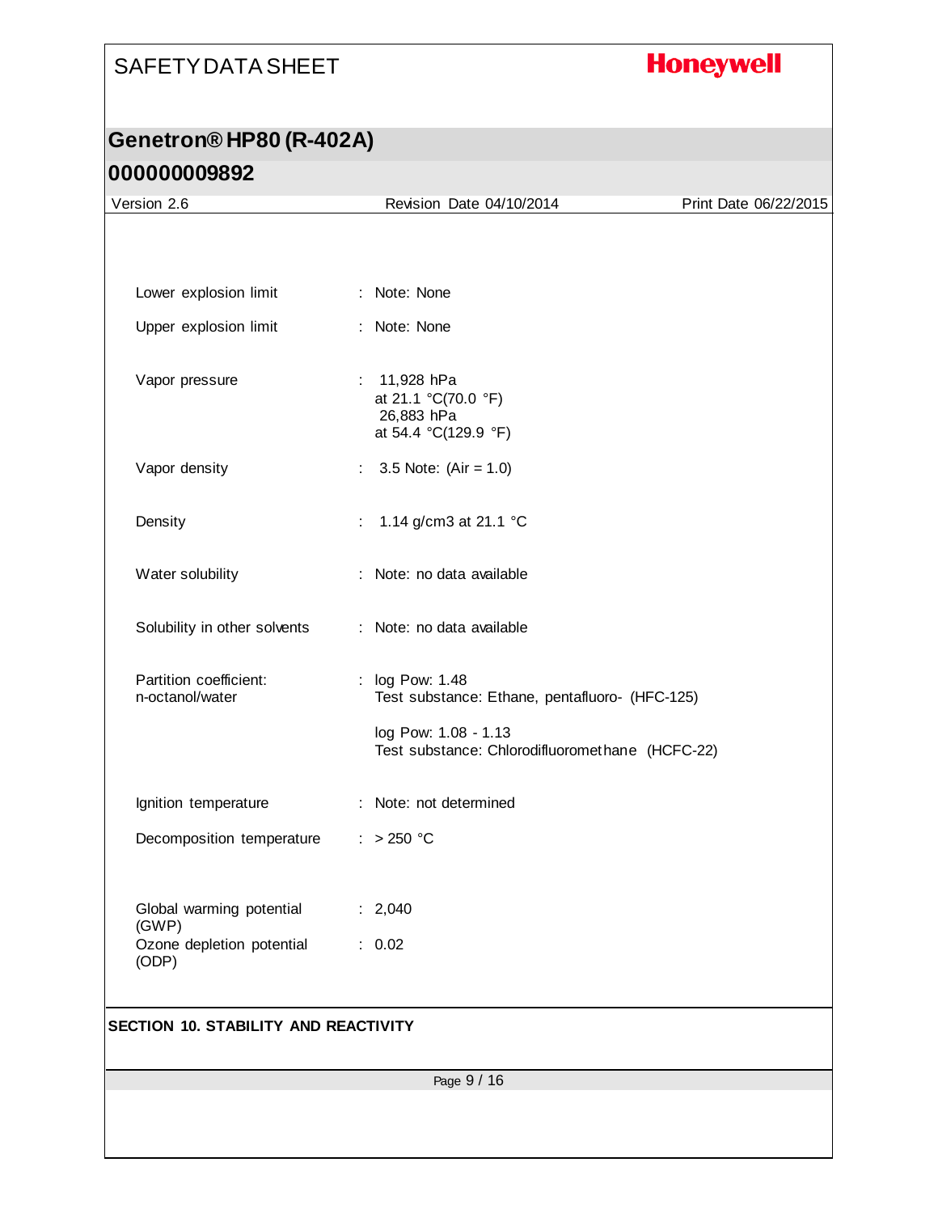| | | |
|---|---|---|
| Lower explosion limit | : | Note: None |
| Upper explosion limit | : | Note: None |
| Vapor pressure | : | 11,928 hPa<br>at 21.1 °C(70.0 °F)<br>26,883 hPa<br>at 54.4 °C(129.9 °F) |
| Vapor density | : | 3.5 Note: (Air = 1.0) |
| Density | : | 1.14 g/cm3 at 21.1 °C |
| Water solubility | : | Note: no data available |
| Solubility in other solvents | : | Note: no data available |
| Partition coefficient: n-octanol/water | : | log Pow: 1.48<br>Test substance: Ethane, pentafluoro- (HFC-125)<br><br>log Pow: 1.08 - 1.13<br>Test substance: Chlorodifluoromethane (HCFC-22) |
| Ignition temperature | : | Note: not determined |
| Decomposition temperature | : | > 250 °C |
| Global warming potential (GWP) | : | 2,040 |
| Ozone depletion potential (ODP) | : | 0.02 |

## SECTION 10. STABILITY AND REACTIVITY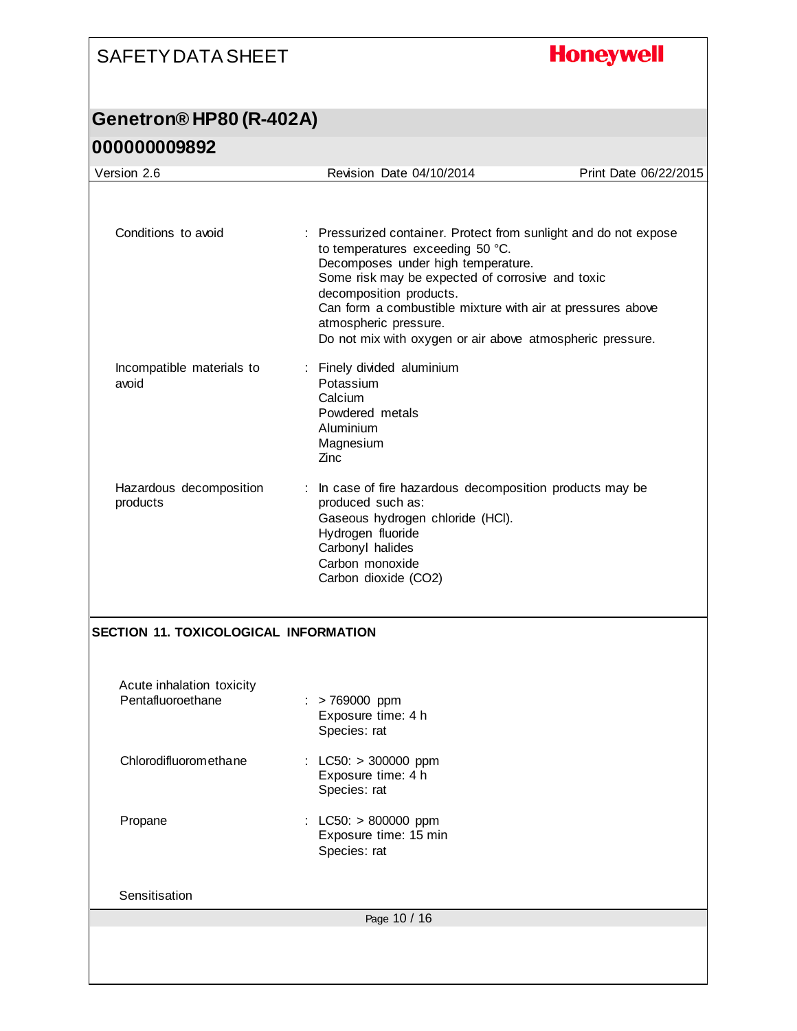Conditions to avoid : Pressurized container. Protect from sunlight and do not expose to temperatures exceeding 50 °C.
Decomposes under high temperature.
Some risk may be expected of corrosive and toxic decomposition products.
Can form a combustible mixture with air at pressures above atmospheric pressure.
Do not mix with oxygen or air above atmospheric pressure.

Incompatible materials to avoid : Finely divided aluminium
Potassium
Calcium
Powdered metals
Aluminium
Magnesium
Zinc

Hazardous decomposition products : In case of fire hazardous decomposition products may be produced such as:
Gaseous hydrogen chloride (HCl).
Hydrogen fluoride
Carbonyl halides
Carbon monoxide
Carbon dioxide ($CO_2$)

## SECTION 11. TOXICOLOGICAL INFORMATION

Acute inhalation toxicity

Pentafluoroethane : > 769000 ppm
Exposure time: 4 h
Species: rat

Chlorodifluoromethane : LC50: > 300000 ppm
Exposure time: 4 h
Species: rat

Propane : LC50: > 800000 ppm
Exposure time: 15 min
Species: rat

Sensitisation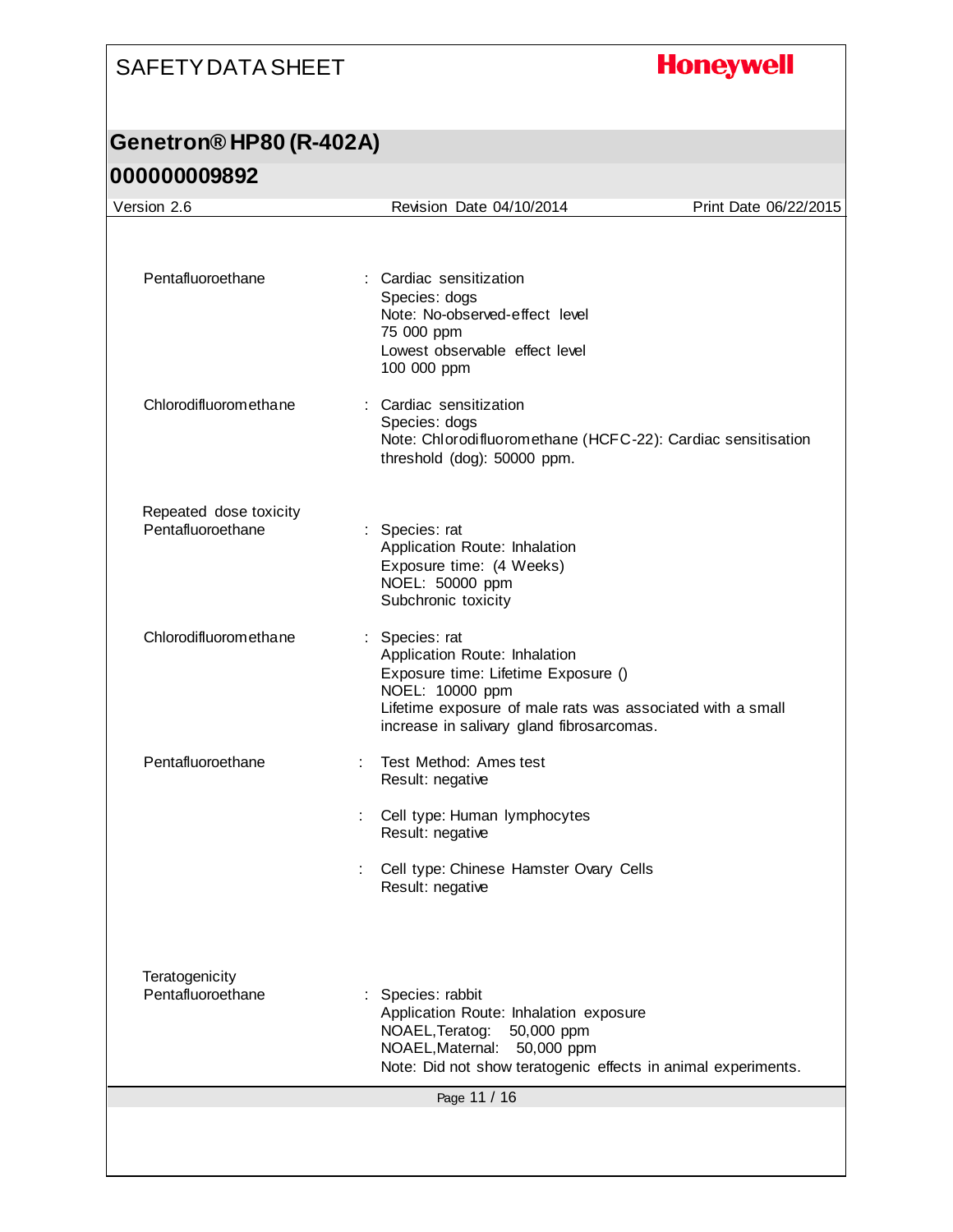Pentafluoroethane : Cardiac sensitization
Species: dogs
Note: No-observed-effect level
75 000 ppm
Lowest observable effect level
100 000 ppm

Chlorodifluoromethane : Cardiac sensitization
Species: dogs
Note: Chlorodifluoromethane (HCFC-22): Cardiac sensitisation threshold (dog): 50000 ppm.

Repeated dose toxicity

Pentafluoroethane : Species: rat
Application Route: Inhalation
Exposure time: (4 Weeks)
NOEL: 50000 ppm
Subchronic toxicity

Chlorodifluoromethane : Species: rat
Application Route: Inhalation
Exposure time: Lifetime Exposure ()
NOEL: 10000 ppm
Lifetime exposure of male rats was associated with a small increase in salivary gland fibrosarcomas.

Pentafluoroethane : Test Method: Ames test
Result: negative

: Cell type: Human lymphocytes
Result: negative

: Cell type: Chinese Hamster Ovary Cells
Result: negative

Teratogenicity

Pentafluoroethane : Species: rabbit
Application Route: Inhalation exposure
NOAEL,Teratog: 50,000 ppm
NOAEL,Maternal: 50,000 ppm
Note: Did not show teratogenic effects in animal experiments.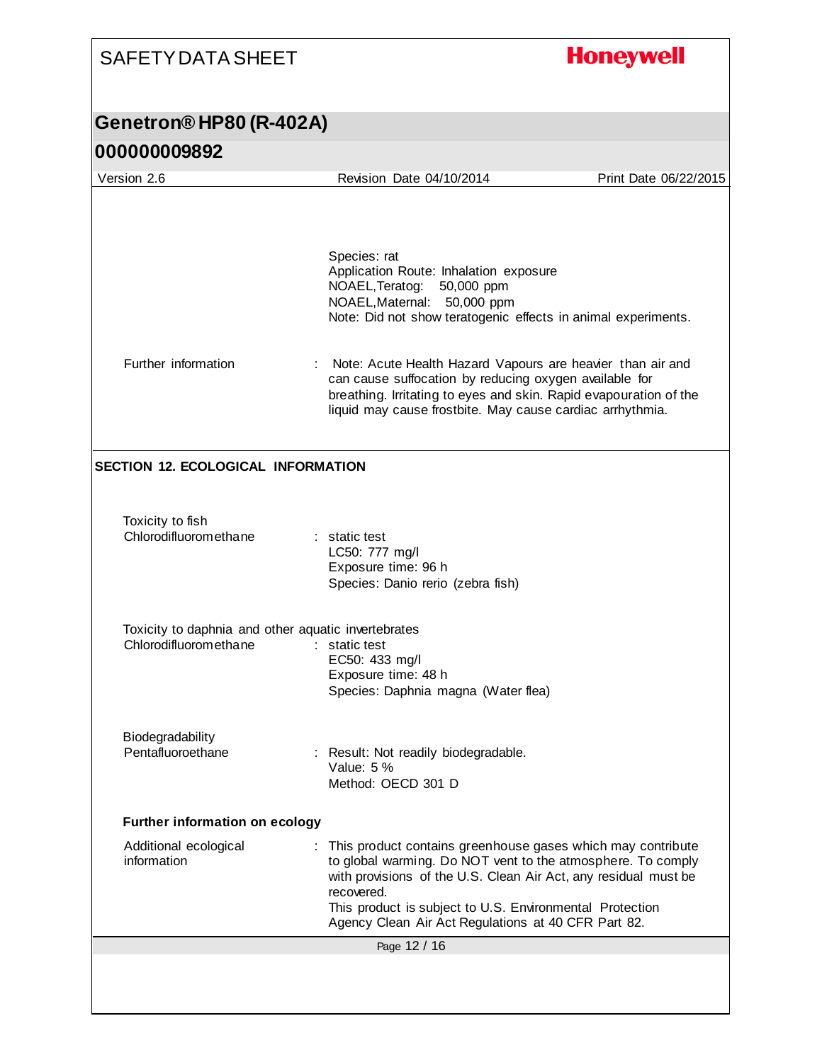Species: rat
Application Route: Inhalation exposure
NOAEL,Teratog: 50,000 ppm
NOAEL,Maternal: 50,000 ppm
Note: Did not show teratogenic effects in animal experiments.

Further information : Note: Acute Health Hazard Vapours are heavier than air and can cause suffocation by reducing oxygen available for breathing. Irritating to eyes and skin. Rapid evapouration of the liquid may cause frostbite. May cause cardiac arrhythmia.

## SECTION 12. ECOLOGICAL INFORMATION

**Toxicity to fish**

Chlorodifluoromethane : static test
LC50: 777 mg/l
Exposure time: 96 h
Species: Danio rerio (zebra fish)

**Toxicity to daphnia and other aquatic invertebrates**

Chlorodifluoromethane : static test
EC50: 433 mg/l
Exposure time: 48 h
Species: Daphnia magna (Water flea)

**Biodegradability**

Pentafluoroethane : Result: Not readily biodegradable.
Value: 5 %
Method: OECD 301 D

### Further information on ecology

Additional ecological information : This product contains greenhouse gases which may contribute to global warming. Do NOT vent to the atmosphere. To comply with provisions of the U.S. Clean Air Act, any residual must be recovered.
This product is subject to U.S. Environmental Protection Agency Clean Air Act Regulations at 40 CFR Part 82.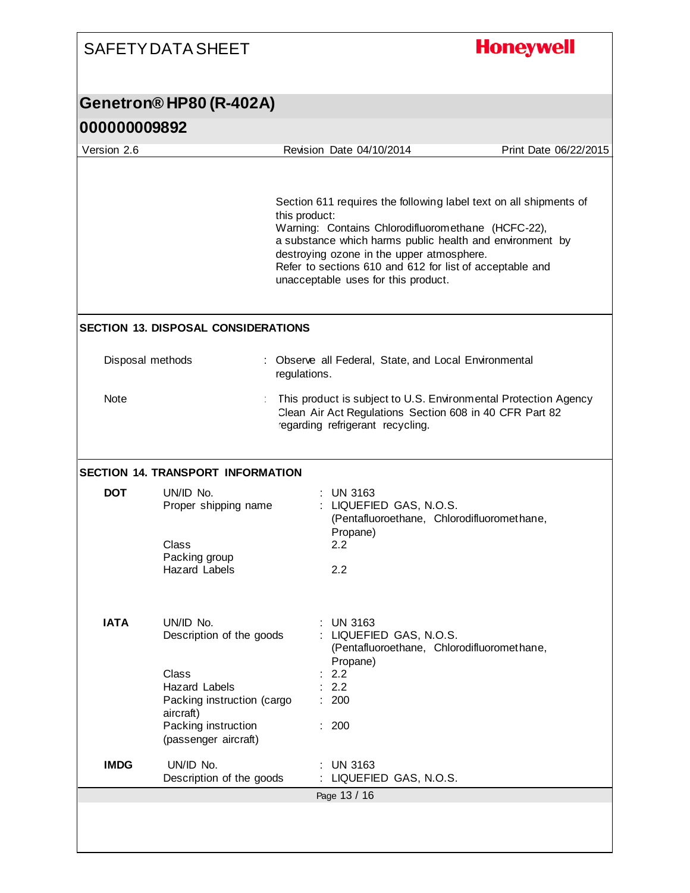Section 611 requires the following label text on all shipments of this product:
Warning: Contains Chlorodifluoromethane (HCFC-22), a substance which harms public health and environment by destroying ozone in the upper atmosphere.
Refer to sections 610 and 612 for list of acceptable and unacceptable uses for this product.

## SECTION 13. DISPOSAL CONSIDERATIONS

| | |
|---|---|
| Disposal methods | : Observe all Federal, State, and Local Environmental regulations. |
| Note | : This product is subject to U.S. Environmental Protection Agency Clean Air Act Regulations Section 608 in 40 CFR Part 82 regarding refrigerant recycling. |

## SECTION 14. TRANSPORT INFORMATION

| | | |
|---|---|---|
| **DOT** | UN/ID No. | : UN 3163 |
| | Proper shipping name | : LIQUEFIED GAS, N.O.S. (Pentafluoroethane, Chlorodifluoromethane, Propane) |
| | Class | 2.2 |
| | Packing group | |
| | Hazard Labels | 2.2 |
| **IATA** | UN/ID No. | : UN 3163 |
| | Description of the goods | : LIQUEFIED GAS, N.O.S. (Pentafluoroethane, Chlorodifluoromethane, Propane) |
| | Class | : 2.2 |
| | Hazard Labels | : 2.2 |
| | Packing instruction (cargo aircraft) | : 200 |
| | Packing instruction (passenger aircraft) | : 200 |
| **IMDG** | UN/ID No. | : UN 3163 |
| | Description of the goods | : LIQUEFIED GAS, N.O.S. |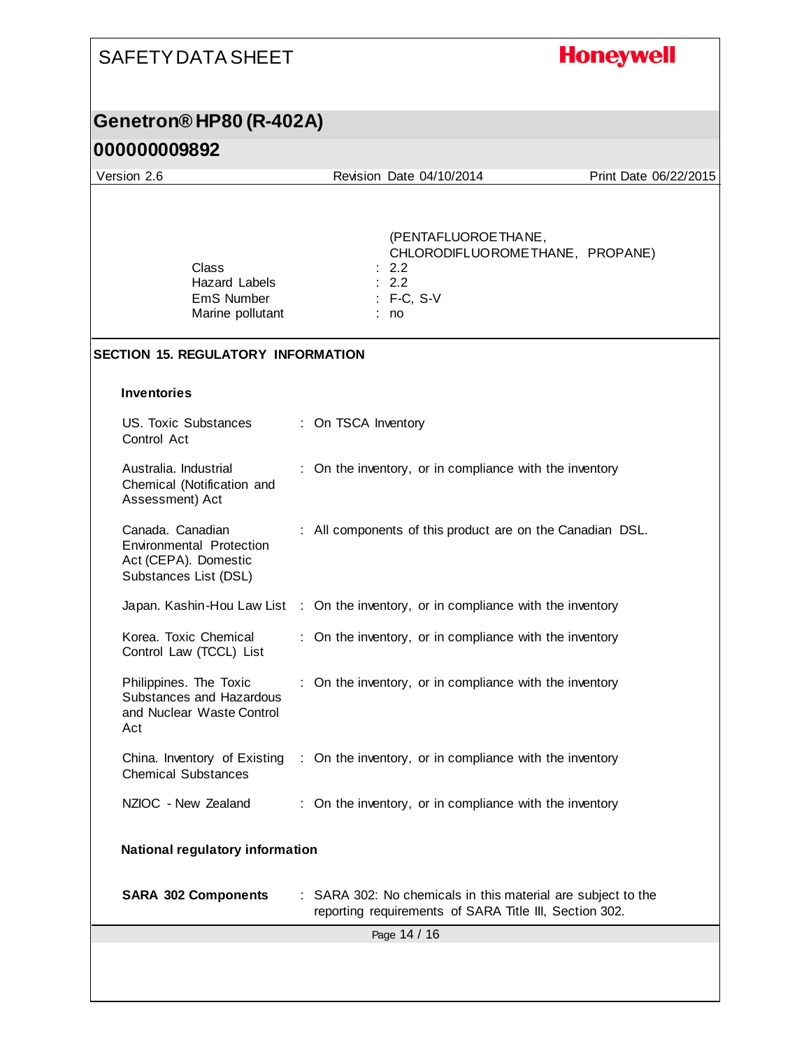(PENTAFLUOROETHANE, CHLORODIFLUOROMETHANE, PROPANE)

| | |
|---|---|
| Class | : 2.2 |
| Hazard Labels | : 2.2 |
| EmS Number | : F-C, S-V |
| Marine pollutant | : no |

## SECTION 15. REGULATORY INFORMATION

### Inventories

| | |
|---|---|
| US. Toxic Substances Control Act | : On TSCA Inventory |
| Australia. Industrial Chemical (Notification and Assessment) Act | : On the inventory, or in compliance with the inventory |
| Canada. Canadian Environmental Protection Act (CEPA). Domestic Substances List (DSL) | : All components of this product are on the Canadian DSL. |
| Japan. Kashin-Hou Law List | : On the inventory, or in compliance with the inventory |
| Korea. Toxic Chemical Control Law (TCCL) List | : On the inventory, or in compliance with the inventory |
| Philippines. The Toxic Substances and Hazardous and Nuclear Waste Control Act | : On the inventory, or in compliance with the inventory |
| China. Inventory of Existing Chemical Substances | : On the inventory, or in compliance with the inventory |
| NZIOC - New Zealand | : On the inventory, or in compliance with the inventory |

### National regulatory information

| | |
|---|---|
| **SARA 302 Components** | : SARA 302: No chemicals in this material are subject to the reporting requirements of SARA Title III, Section 302. |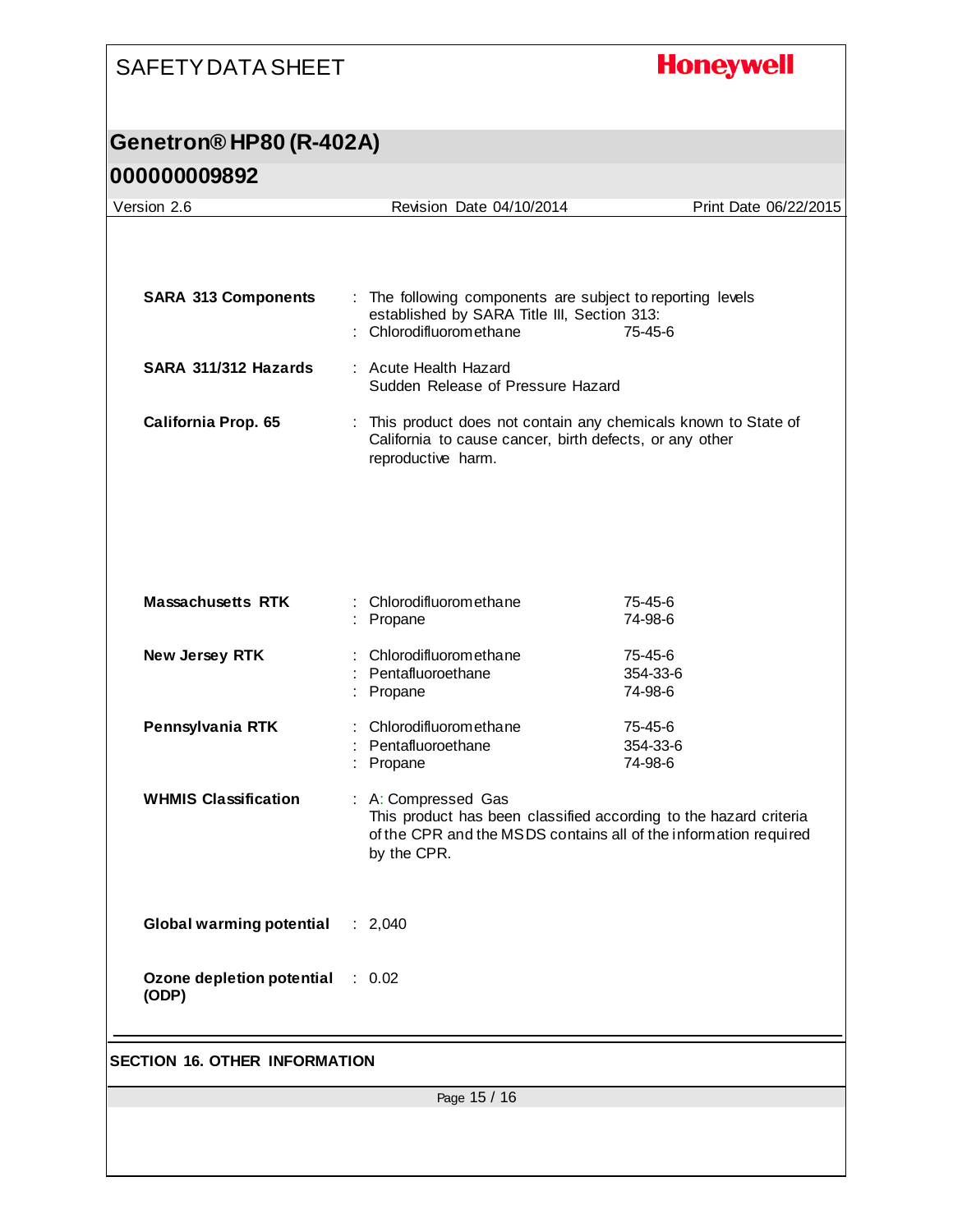| | | |
|---|---|---|
| **SARA 313 Components** | : The following components are subject to reporting levels established by SARA Title III, Section 313: | |
| | : Chlorodifluoromethane | 75-45-6 |
| **SARA 311/312 Hazards** | : Acute Health Hazard<br>Sudden Release of Pressure Hazard | |
| **California Prop. 65** | : This product does not contain any chemicals known to State of California to cause cancer, birth defects, or any other reproductive harm. | |
| **Massachusetts RTK** | : Chlorodifluoromethane | 75-45-6 |
| | : Propane | 74-98-6 |
| **New Jersey RTK** | : Chlorodifluoromethane | 75-45-6 |
| | : Pentafluoroethane | 354-33-6 |
| | : Propane | 74-98-6 |
| **Pennsylvania RTK** | : Chlorodifluoromethane | 75-45-6 |
| | : Pentafluoroethane | 354-33-6 |
| | : Propane | 74-98-6 |
| **WHMIS Classification** | : A: Compressed Gas<br>This product has been classified according to the hazard criteria of the CPR and the MSDS contains all of the information required by the CPR. | |
| **Global warming potential** | : 2,040 | |
| **Ozone depletion potential (ODP)** | : 0.02 | |

## SECTION 16. OTHER INFORMATION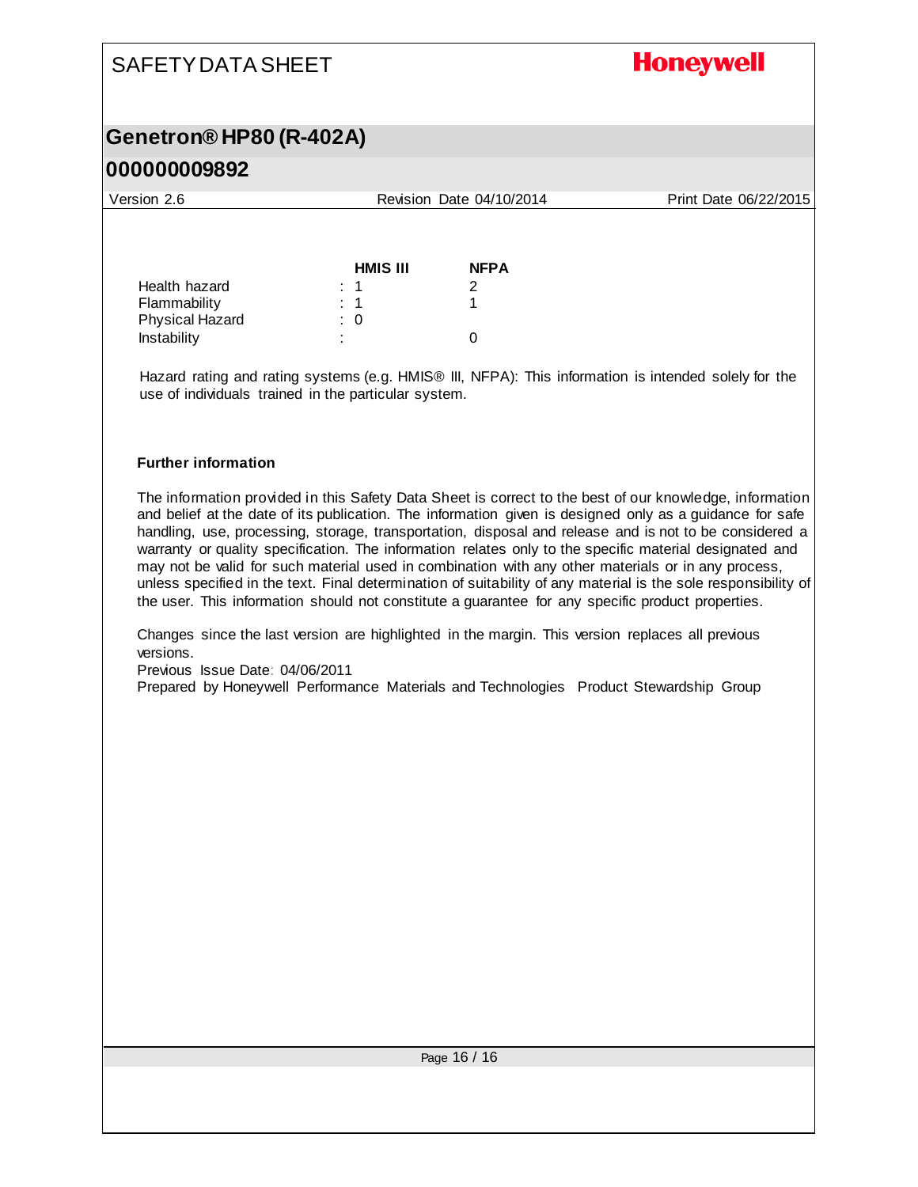| | HMIS III | NFPA |
|---|---|---|
| Health hazard | : 1 | 2 |
| Flammability | : 1 | 1 |
| Physical Hazard | : 0 | |
| Instability | : | 0 |

Hazard rating and rating systems (e.g. HMIS® III, NFPA): This information is intended solely for the use of individuals trained in the particular system.

**Further information**

The information provided in this Safety Data Sheet is correct to the best of our knowledge, information and belief at the date of its publication. The information given is designed only as a guidance for safe handling, use, processing, storage, transportation, disposal and release and is not to be considered a warranty or quality specification. The information relates only to the specific material designated and may not be valid for such material used in combination with any other materials or in any process, unless specified in the text. Final determination of suitability of any material is the sole responsibility of the user. This information should not constitute a guarantee for any specific product properties.

Changes since the last version are highlighted in the margin. This version replaces all previous versions.
Previous Issue Date: 04/06/2011
Prepared by Honeywell Performance Materials and Technologies Product Stewardship Group